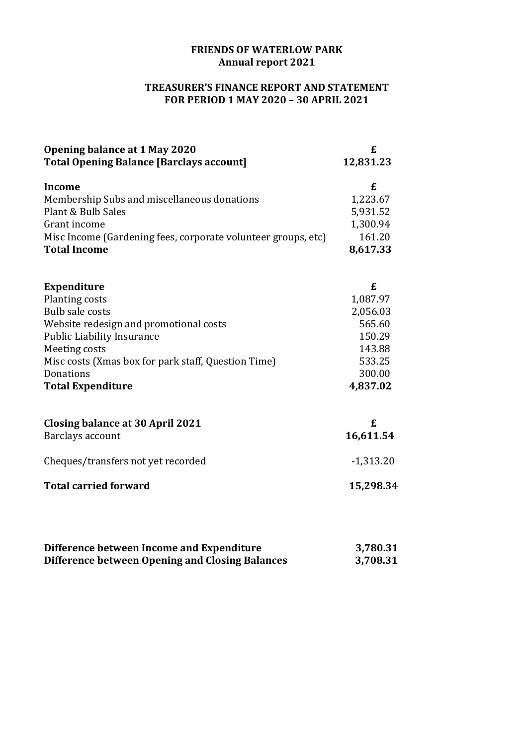# FRIENDS OF WATERLOW PARK
## Annual report 2021

## TREASURER'S FINANCE REPORT AND STATEMENT FOR PERIOD 1 MAY 2020 – 30 APRIL 2021

| **Opening balance at 1 May 2020** | **£** |
|---|---|
| **Total Opening Balance [Barclays account]** | **12,831.23** |

| **Income** | **£** |
|---|---|
| Membership Subs and miscellaneous donations | 1,223.67 |
| Plant & Bulb Sales | 5,931.52 |
| Grant income | 1,300.94 |
| Misc Income (Gardening fees, corporate volunteer groups, etc) | 161.20 |
| **Total Income** | **8,617.33** |

| **Expenditure** | **£** |
|---|---|
| Planting costs | 1,087.97 |
| Bulb sale costs | 2,056.03 |
| Website redesign and promotional costs | 565.60 |
| Public Liability Insurance | 150.29 |
| Meeting costs | 143.88 |
| Misc costs (Xmas box for park staff, Question Time) | 533.25 |
| Donations | 300.00 |
| **Total Expenditure** | **4,837.02** |

| **Closing balance at 30 April 2021** | **£** |
|---|---|
| Barclays account | **16,611.54** |
| Cheques/transfers not yet recorded | -1,313.20 |
| **Total carried forward** | **15,298.34** |

| | |
|---|---|
| **Difference between Income and Expenditure** | **3,780.31** |
| **Difference between Opening and Closing Balances** | **3,708.31** |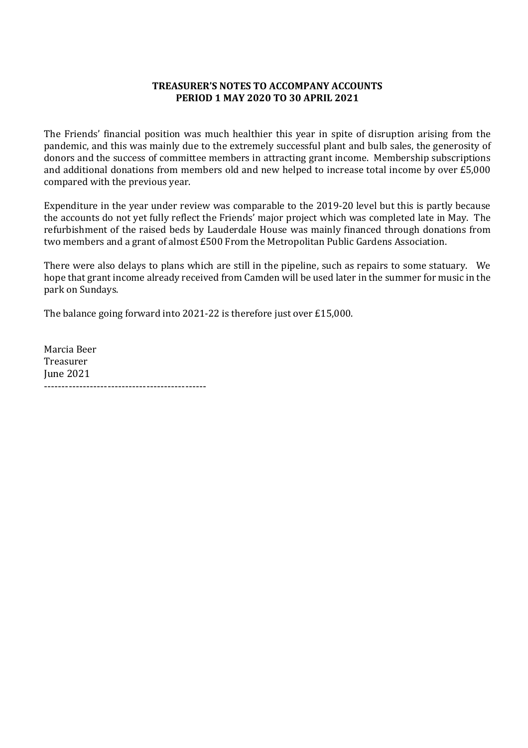**TREASURER'S NOTES TO ACCOMPANY ACCOUNTS**
**PERIOD 1 MAY 2020 TO 30 APRIL 2021**

The Friends' financial position was much healthier this year in spite of disruption arising from the pandemic, and this was mainly due to the extremely successful plant and bulb sales, the generosity of donors and the success of committee members in attracting grant income. Membership subscriptions and additional donations from members old and new helped to increase total income by over £5,000 compared with the previous year.

Expenditure in the year under review was comparable to the 2019-20 level but this is partly because the accounts do not yet fully reflect the Friends' major project which was completed late in May. The refurbishment of the raised beds by Lauderdale House was mainly financed through donations from two members and a grant of almost £500 From the Metropolitan Public Gardens Association.

There were also delays to plans which are still in the pipeline, such as repairs to some statuary. We hope that grant income already received from Camden will be used later in the summer for music in the park on Sundays.

The balance going forward into 2021-22 is therefore just over £15,000.

Marcia Beer
Treasurer
June 2021

---